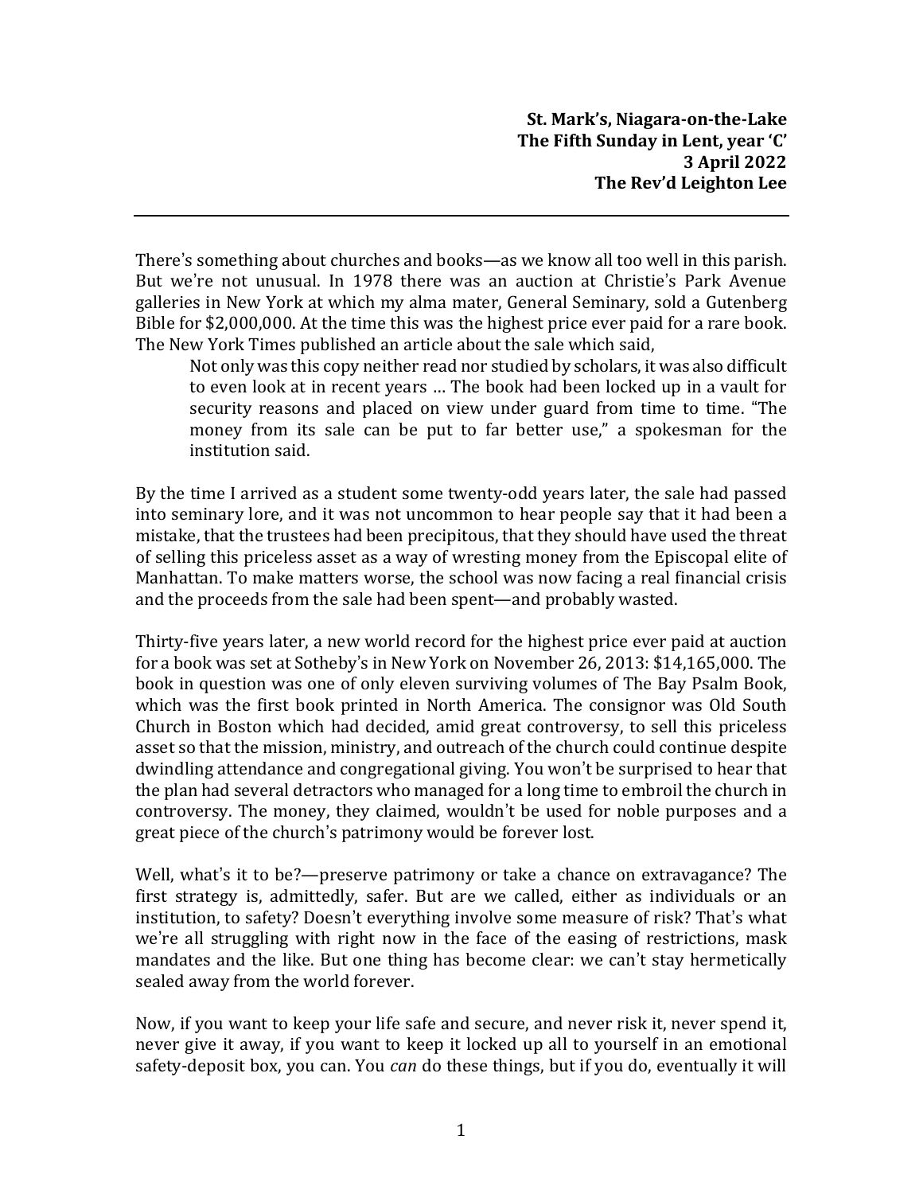**St. Mark's, Niagara-on-the-Lake**
**The Fifth Sunday in Lent, year 'C'**
**3 April 2022**
**The Rev'd Leighton Lee**

---

There's something about churches and books—as we know all too well in this parish. But we're not unusual. In 1978 there was an auction at Christie's Park Avenue galleries in New York at which my alma mater, General Seminary, sold a Gutenberg Bible for $2,000,000. At the time this was the highest price ever paid for a rare book. The New York Times published an article about the sale which said,

> Not only was this copy neither read nor studied by scholars, it was also difficult to even look at in recent years … The book had been locked up in a vault for security reasons and placed on view under guard from time to time. "The money from its sale can be put to far better use," a spokesman for the institution said.

By the time I arrived as a student some twenty-odd years later, the sale had passed into seminary lore, and it was not uncommon to hear people say that it had been a mistake, that the trustees had been precipitous, that they should have used the threat of selling this priceless asset as a way of wresting money from the Episcopal elite of Manhattan. To make matters worse, the school was now facing a real financial crisis and the proceeds from the sale had been spent—and probably wasted.

Thirty-five years later, a new world record for the highest price ever paid at auction for a book was set at Sotheby's in New York on November 26, 2013: $14,165,000. The book in question was one of only eleven surviving volumes of The Bay Psalm Book, which was the first book printed in North America. The consignor was Old South Church in Boston which had decided, amid great controversy, to sell this priceless asset so that the mission, ministry, and outreach of the church could continue despite dwindling attendance and congregational giving. You won't be surprised to hear that the plan had several detractors who managed for a long time to embroil the church in controversy. The money, they claimed, wouldn't be used for noble purposes and a great piece of the church's patrimony would be forever lost.

Well, what's it to be?—preserve patrimony or take a chance on extravagance? The first strategy is, admittedly, safer. But are we called, either as individuals or an institution, to safety? Doesn't everything involve some measure of risk? That's what we're all struggling with right now in the face of the easing of restrictions, mask mandates and the like. But one thing has become clear: we can't stay hermetically sealed away from the world forever.

Now, if you want to keep your life safe and secure, and never risk it, never spend it, never give it away, if you want to keep it locked up all to yourself in an emotional safety-deposit box, you can. You *can* do these things, but if you do, eventually it will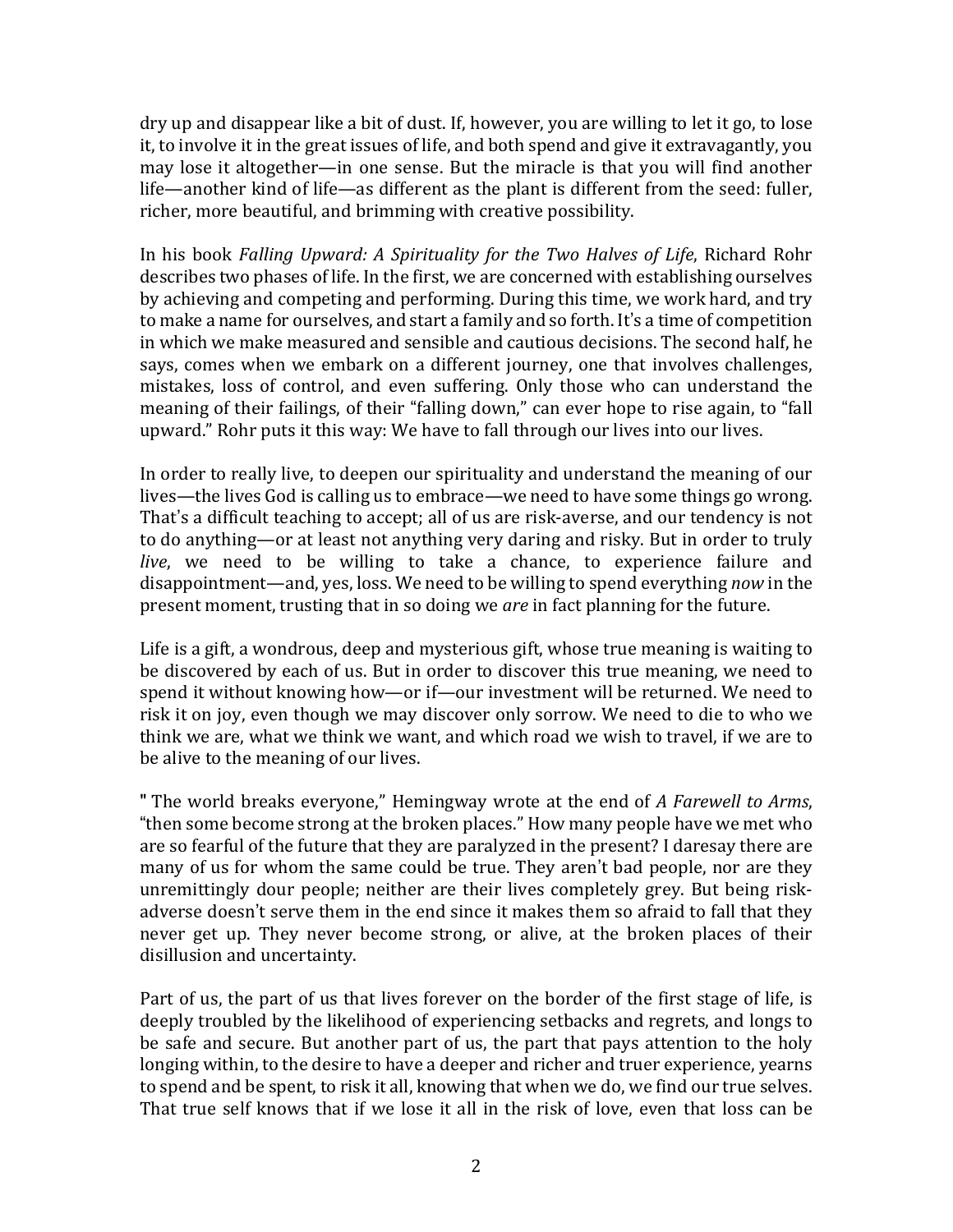dry up and disappear like a bit of dust. If, however, you are willing to let it go, to lose it, to involve it in the great issues of life, and both spend and give it extravagantly, you may lose it altogether—in one sense. But the miracle is that you will find another life—another kind of life—as different as the plant is different from the seed: fuller, richer, more beautiful, and brimming with creative possibility.

In his book *Falling Upward: A Spirituality for the Two Halves of Life*, Richard Rohr describes two phases of life. In the first, we are concerned with establishing ourselves by achieving and competing and performing. During this time, we work hard, and try to make a name for ourselves, and start a family and so forth. It's a time of competition in which we make measured and sensible and cautious decisions. The second half, he says, comes when we embark on a different journey, one that involves challenges, mistakes, loss of control, and even suffering. Only those who can understand the meaning of their failings, of their "falling down," can ever hope to rise again, to "fall upward." Rohr puts it this way: We have to fall through our lives into our lives.

In order to really live, to deepen our spirituality and understand the meaning of our lives—the lives God is calling us to embrace—we need to have some things go wrong. That's a difficult teaching to accept; all of us are risk-averse, and our tendency is not to do anything—or at least not anything very daring and risky. But in order to truly *live*, we need to be willing to take a chance, to experience failure and disappointment—and, yes, loss. We need to be willing to spend everything *now* in the present moment, trusting that in so doing we *are* in fact planning for the future.

Life is a gift, a wondrous, deep and mysterious gift, whose true meaning is waiting to be discovered by each of us. But in order to discover this true meaning, we need to spend it without knowing how—or if—our investment will be returned. We need to risk it on joy, even though we may discover only sorrow. We need to die to who we think we are, what we think we want, and which road we wish to travel, if we are to be alive to the meaning of our lives.

**"** The world breaks everyone," Hemingway wrote at the end of *A Farewell to Arms*, "then some become strong at the broken places." How many people have we met who are so fearful of the future that they are paralyzed in the present? I daresay there are many of us for whom the same could be true. They aren't bad people, nor are they unremittingly dour people; neither are their lives completely grey. But being risk-adverse doesn't serve them in the end since it makes them so afraid to fall that they never get up. They never become strong, or alive, at the broken places of their disillusion and uncertainty.

Part of us, the part of us that lives forever on the border of the first stage of life, is deeply troubled by the likelihood of experiencing setbacks and regrets, and longs to be safe and secure. But another part of us, the part that pays attention to the holy longing within, to the desire to have a deeper and richer and truer experience, yearns to spend and be spent, to risk it all, knowing that when we do, we find our true selves. That true self knows that if we lose it all in the risk of love, even that loss can be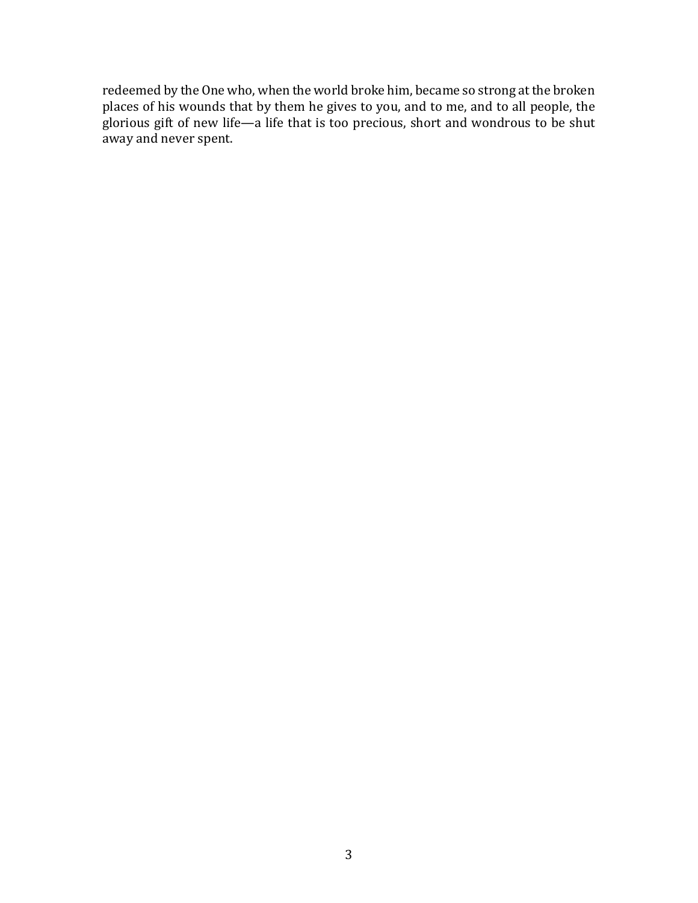redeemed by the One who, when the world broke him, became so strong at the broken places of his wounds that by them he gives to you, and to me, and to all people, the glorious gift of new life—a life that is too precious, short and wondrous to be shut away and never spent.